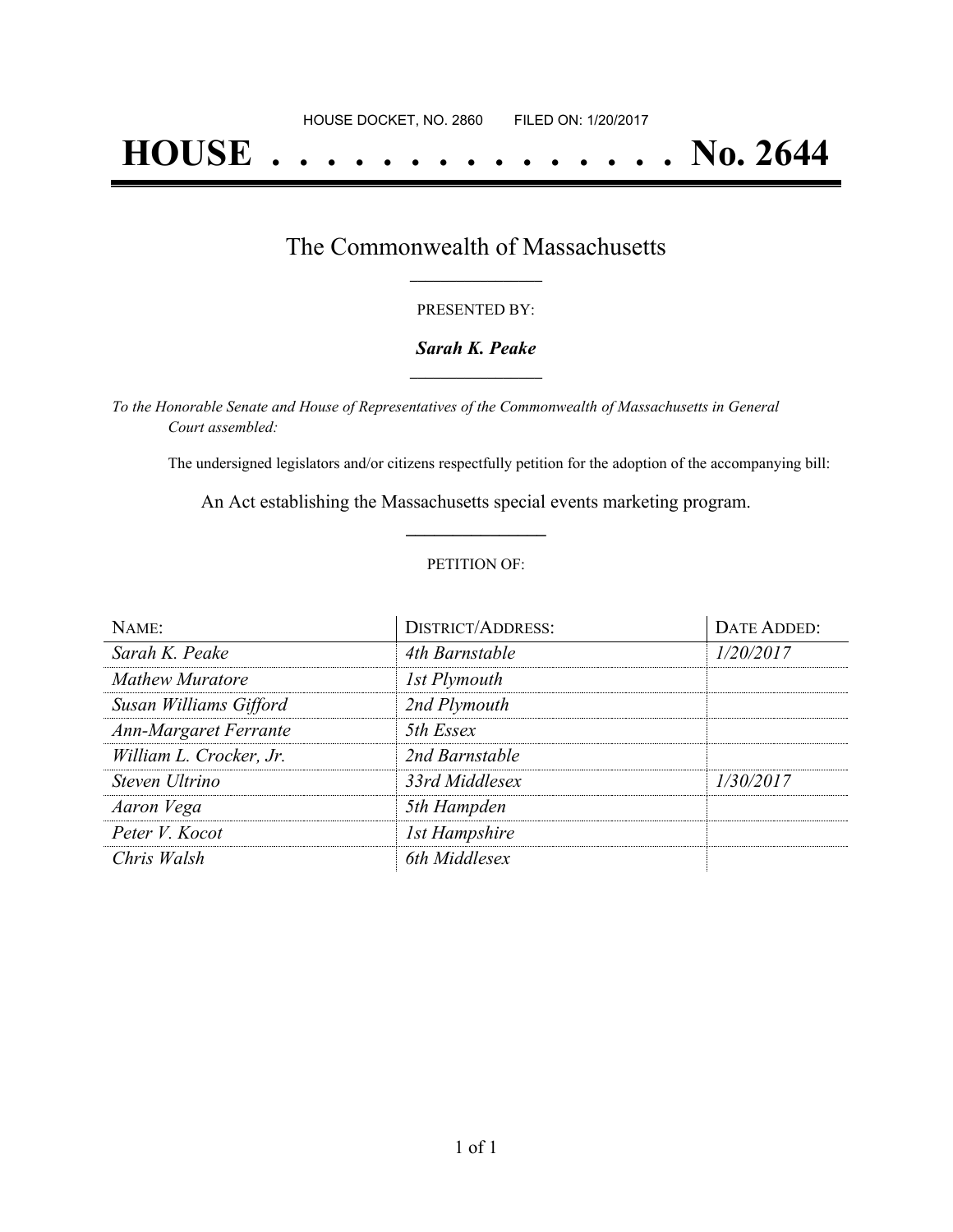HOUSE DOCKET, NO. 2860        FILED ON: 1/20/2017

# HOUSE . . . . . . . . . . . . . . . No. 2644

## The Commonwealth of Massachusetts

PRESENTED BY:

***Sarah K. Peake***

*To the Honorable Senate and House of Representatives of the Commonwealth of Massachusetts in General Court assembled:*

The undersigned legislators and/or citizens respectfully petition for the adoption of the accompanying bill:

An Act establishing the Massachusetts special events marketing program.

PETITION OF:

| NAME: | DISTRICT/ADDRESS: | DATE ADDED: |
|---|---|---|
| *Sarah K. Peake* | *4th Barnstable* | *1/20/2017* |
| *Mathew Muratore* | *1st Plymouth* | |
| *Susan Williams Gifford* | *2nd Plymouth* | |
| *Ann-Margaret Ferrante* | *5th Essex* | |
| *William L. Crocker, Jr.* | *2nd Barnstable* | |
| *Steven Ultrino* | *33rd Middlesex* | *1/30/2017* |
| *Aaron Vega* | *5th Hampden* | |
| *Peter V. Kocot* | *1st Hampshire* | |
| *Chris Walsh* | *6th Middlesex* | |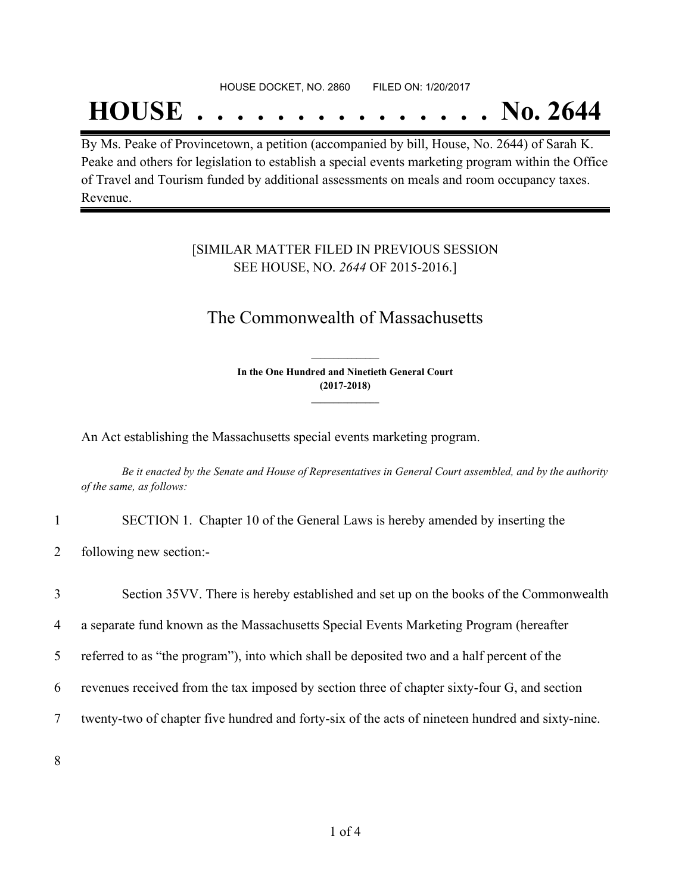HOUSE DOCKET, NO. 2860        FILED ON: 1/20/2017

# HOUSE . . . . . . . . . . . . . . . No. 2644

By Ms. Peake of Provincetown, a petition (accompanied by bill, House, No. 2644) of Sarah K. Peake and others for legislation to establish a special events marketing program within the Office of Travel and Tourism funded by additional assessments on meals and room occupancy taxes. Revenue.

[SIMILAR MATTER FILED IN PREVIOUS SESSION SEE HOUSE, NO. *2644* OF 2015-2016.]

## The Commonwealth of Massachusetts

**In the One Hundred and Ninetieth General Court (2017-2018)**

An Act establishing the Massachusetts special events marketing program.

*Be it enacted by the Senate and House of Representatives in General Court assembled, and by the authority of the same, as follows:*

1 SECTION 1. Chapter 10 of the General Laws is hereby amended by inserting the
2 following new section:-

3 Section 35VV. There is hereby established and set up on the books of the Commonwealth
4 a separate fund known as the Massachusetts Special Events Marketing Program (hereafter
5 referred to as "the program"), into which shall be deposited two and a half percent of the
6 revenues received from the tax imposed by section three of chapter sixty-four G, and section
7 twenty-two of chapter five hundred and forty-six of the acts of nineteen hundred and sixty-nine.

8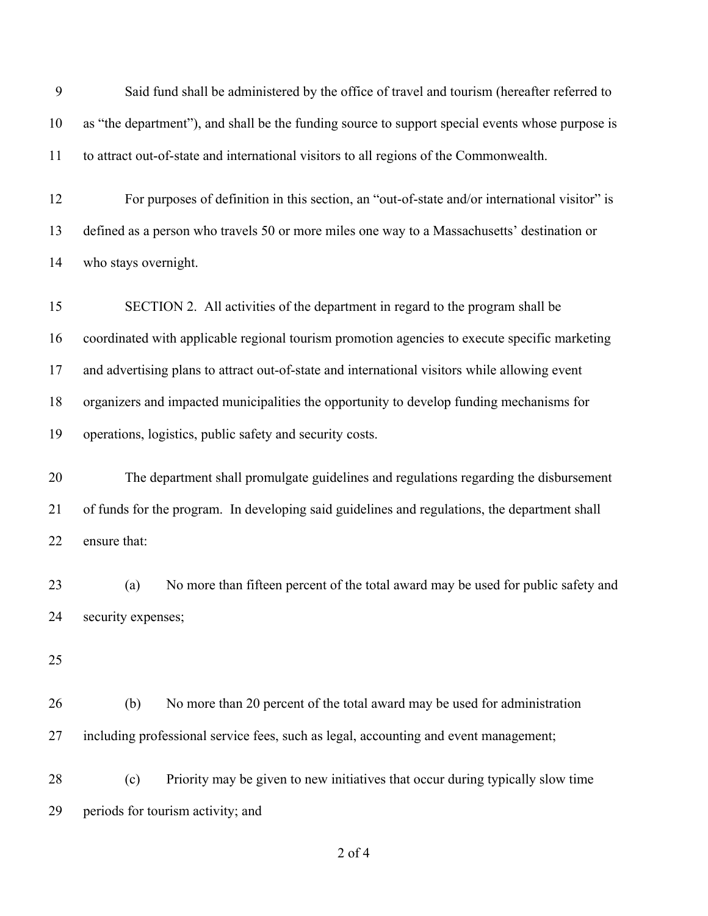Said fund shall be administered by the office of travel and tourism (hereafter referred to as "the department"), and shall be the funding source to support special events whose purpose is to attract out-of-state and international visitors to all regions of the Commonwealth.

For purposes of definition in this section, an "out-of-state and/or international visitor" is defined as a person who travels 50 or more miles one way to a Massachusetts' destination or who stays overnight.

SECTION 2. All activities of the department in regard to the program shall be coordinated with applicable regional tourism promotion agencies to execute specific marketing and advertising plans to attract out-of-state and international visitors while allowing event organizers and impacted municipalities the opportunity to develop funding mechanisms for operations, logistics, public safety and security costs.

The department shall promulgate guidelines and regulations regarding the disbursement of funds for the program. In developing said guidelines and regulations, the department shall ensure that:

(a) No more than fifteen percent of the total award may be used for public safety and security expenses;

(b) No more than 20 percent of the total award may be used for administration including professional service fees, such as legal, accounting and event management;

(c) Priority may be given to new initiatives that occur during typically slow time periods for tourism activity; and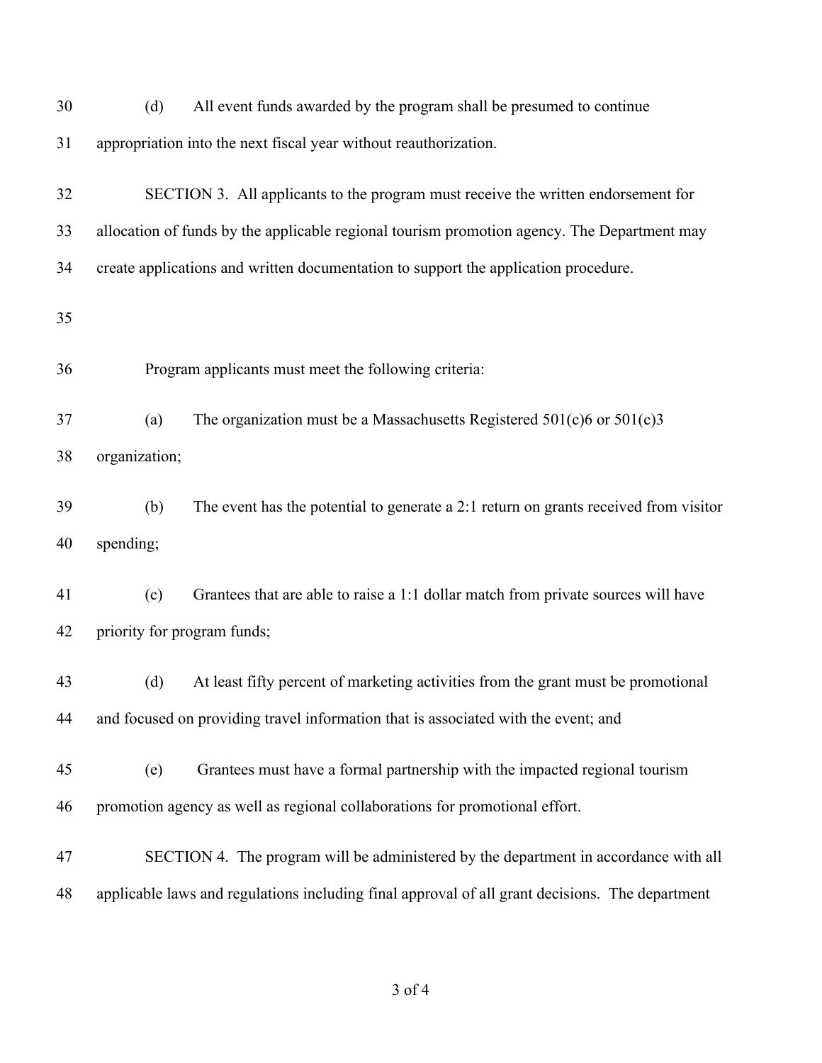(d) All event funds awarded by the program shall be presumed to continue appropriation into the next fiscal year without reauthorization.

SECTION 3. All applicants to the program must receive the written endorsement for allocation of funds by the applicable regional tourism promotion agency. The Department may create applications and written documentation to support the application procedure.

Program applicants must meet the following criteria:

(a) The organization must be a Massachusetts Registered 501(c)6 or 501(c)3 organization;

(b) The event has the potential to generate a 2:1 return on grants received from visitor spending;

(c) Grantees that are able to raise a 1:1 dollar match from private sources will have priority for program funds;

(d) At least fifty percent of marketing activities from the grant must be promotional and focused on providing travel information that is associated with the event; and

(e) Grantees must have a formal partnership with the impacted regional tourism promotion agency as well as regional collaborations for promotional effort.

SECTION 4. The program will be administered by the department in accordance with all applicable laws and regulations including final approval of all grant decisions. The department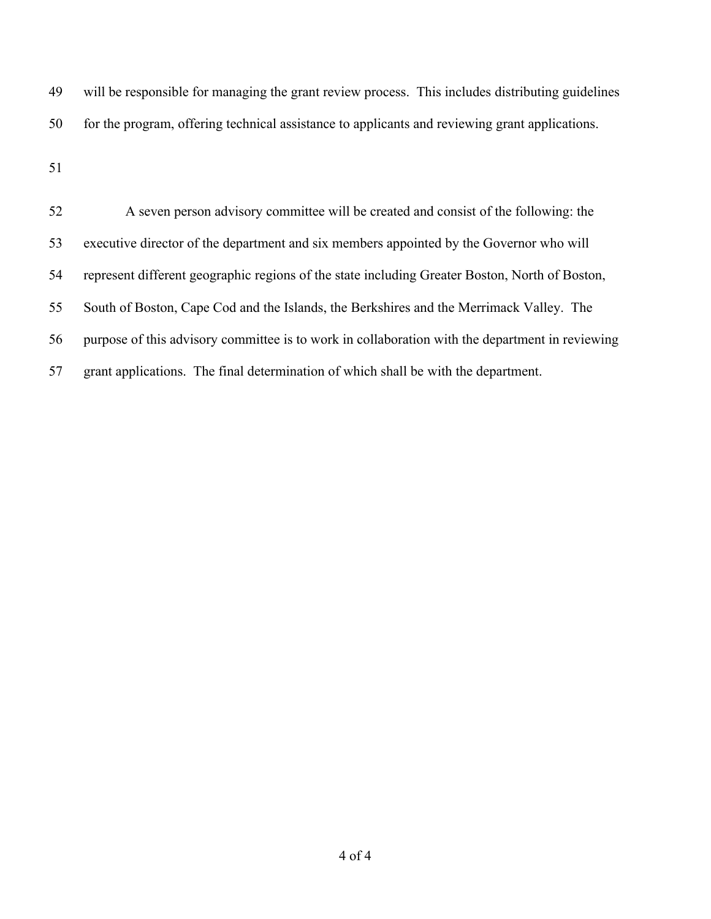will be responsible for managing the grant review process. This includes distributing guidelines for the program, offering technical assistance to applicants and reviewing grant applications.

A seven person advisory committee will be created and consist of the following: the executive director of the department and six members appointed by the Governor who will represent different geographic regions of the state including Greater Boston, North of Boston, South of Boston, Cape Cod and the Islands, the Berkshires and the Merrimack Valley. The purpose of this advisory committee is to work in collaboration with the department in reviewing grant applications. The final determination of which shall be with the department.